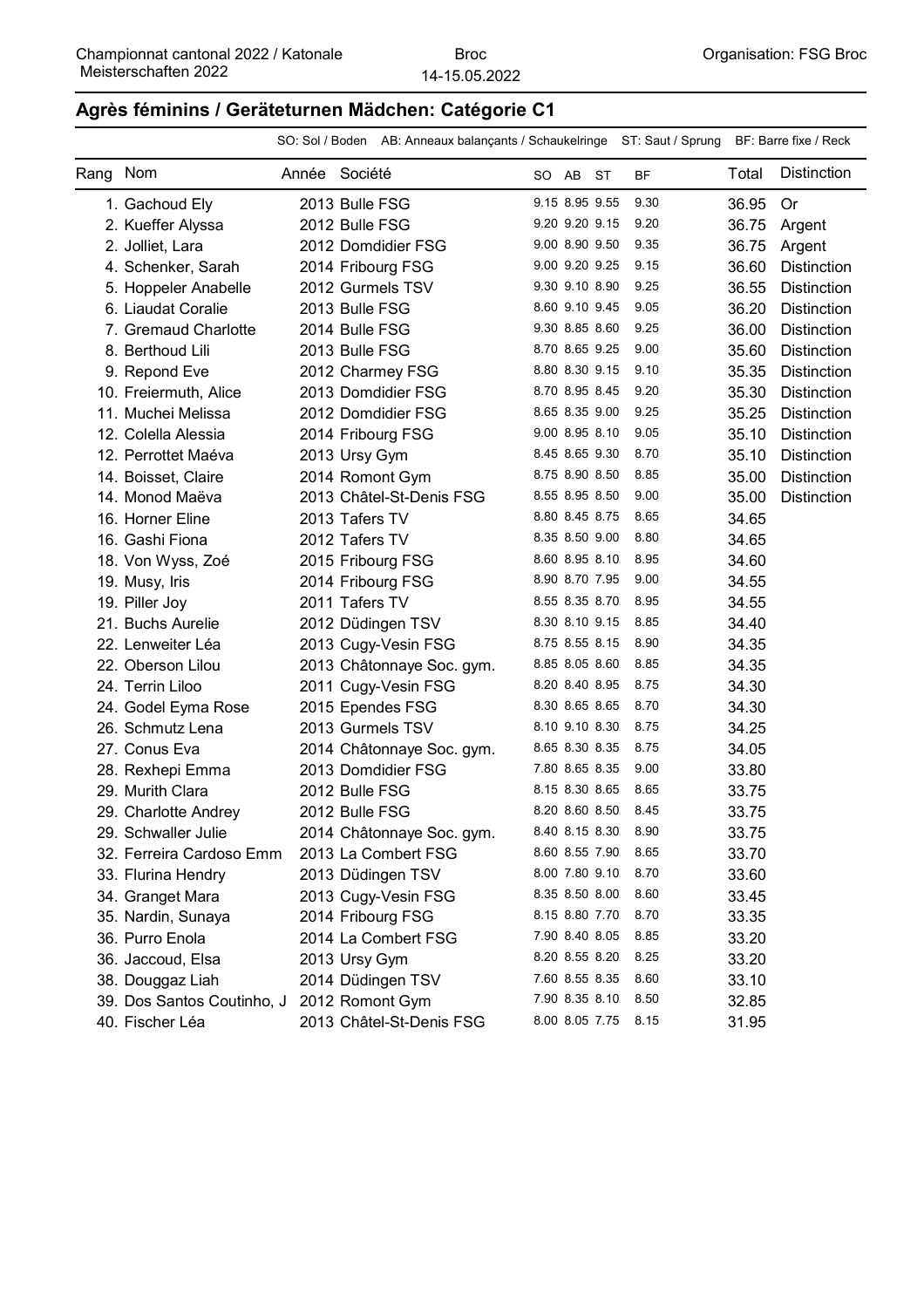Championnat cantonal 2022 / Katonale Meisterschaften 2022

Broc
14-15.05.2022

Organisation: FSG Broc

## Agrès féminins / Geräteturnen Mädchen: Catégorie C1

SO: Sol / Boden AB: Anneaux balançants / Schaukelringe ST: Saut / Sprung BF: Barre fixe / Reck

| Rang | Nom | Année | Société | SO | AB | ST | BF | Total | Distinction |
|---|---|---|---|---|---|---|---|---|---|
| 1. | Gachoud Ely | 2013 | Bulle FSG | 9.15 | 8.95 | 9.55 | 9.30 | 36.95 | Or |
| 2. | Kueffer Alyssa | 2012 | Bulle FSG | 9.20 | 9.20 | 9.15 | 9.20 | 36.75 | Argent |
| 2. | Jolliet, Lara | 2012 | Domdidier FSG | 9.00 | 8.90 | 9.50 | 9.35 | 36.75 | Argent |
| 4. | Schenker, Sarah | 2014 | Fribourg FSG | 9.00 | 9.20 | 9.25 | 9.15 | 36.60 | Distinction |
| 5. | Hoppeler Anabelle | 2012 | Gurmels TSV | 9.30 | 9.10 | 8.90 | 9.25 | 36.55 | Distinction |
| 6. | Liaudat Coralie | 2013 | Bulle FSG | 8.60 | 9.10 | 9.45 | 9.05 | 36.20 | Distinction |
| 7. | Gremaud Charlotte | 2014 | Bulle FSG | 9.30 | 8.85 | 8.60 | 9.25 | 36.00 | Distinction |
| 8. | Berthoud Lili | 2013 | Bulle FSG | 8.70 | 8.65 | 9.25 | 9.00 | 35.60 | Distinction |
| 9. | Repond Eve | 2012 | Charmey FSG | 8.80 | 8.30 | 9.15 | 9.10 | 35.35 | Distinction |
| 10. | Freiermuth, Alice | 2013 | Domdidier FSG | 8.70 | 8.95 | 8.45 | 9.20 | 35.30 | Distinction |
| 11. | Muchei Melissa | 2012 | Domdidier FSG | 8.65 | 8.35 | 9.00 | 9.25 | 35.25 | Distinction |
| 12. | Colella Alessia | 2014 | Fribourg FSG | 9.00 | 8.95 | 8.10 | 9.05 | 35.10 | Distinction |
| 12. | Perrottet Maéva | 2013 | Ursy Gym | 8.45 | 8.65 | 9.30 | 8.70 | 35.10 | Distinction |
| 14. | Boisset, Claire | 2014 | Romont Gym | 8.75 | 8.90 | 8.50 | 8.85 | 35.00 | Distinction |
| 14. | Monod Maëva | 2013 | Châtel-St-Denis FSG | 8.55 | 8.95 | 8.50 | 9.00 | 35.00 | Distinction |
| 16. | Horner Eline | 2013 | Tafers TV | 8.80 | 8.45 | 8.75 | 8.65 | 34.65 | |
| 16. | Gashi Fiona | 2012 | Tafers TV | 8.35 | 8.50 | 9.00 | 8.80 | 34.65 | |
| 18. | Von Wyss, Zoé | 2015 | Fribourg FSG | 8.60 | 8.95 | 8.10 | 8.95 | 34.60 | |
| 19. | Musy, Iris | 2014 | Fribourg FSG | 8.90 | 8.70 | 7.95 | 9.00 | 34.55 | |
| 19. | Piller Joy | 2011 | Tafers TV | 8.55 | 8.35 | 8.70 | 8.95 | 34.55 | |
| 21. | Buchs Aurelie | 2012 | Düdingen TSV | 8.30 | 8.10 | 9.15 | 8.85 | 34.40 | |
| 22. | Lenweiter Léa | 2013 | Cugy-Vesin FSG | 8.75 | 8.55 | 8.15 | 8.90 | 34.35 | |
| 22. | Oberson Lilou | 2013 | Châtonnaye Soc. gym. | 8.85 | 8.05 | 8.60 | 8.85 | 34.35 | |
| 24. | Terrin Liloo | 2011 | Cugy-Vesin FSG | 8.20 | 8.40 | 8.95 | 8.75 | 34.30 | |
| 24. | Godel Eyma Rose | 2015 | Ependes FSG | 8.30 | 8.65 | 8.65 | 8.70 | 34.30 | |
| 26. | Schmutz Lena | 2013 | Gurmels TSV | 8.10 | 9.10 | 8.30 | 8.75 | 34.25 | |
| 27. | Conus Eva | 2014 | Châtonnaye Soc. gym. | 8.65 | 8.30 | 8.35 | 8.75 | 34.05 | |
| 28. | Rexhepi Emma | 2013 | Domdidier FSG | 7.80 | 8.65 | 8.35 | 9.00 | 33.80 | |
| 29. | Murith Clara | 2012 | Bulle FSG | 8.15 | 8.30 | 8.65 | 8.65 | 33.75 | |
| 29. | Charlotte Andrey | 2012 | Bulle FSG | 8.20 | 8.60 | 8.50 | 8.45 | 33.75 | |
| 29. | Schwaller Julie | 2014 | Châtonnaye Soc. gym. | 8.40 | 8.15 | 8.30 | 8.90 | 33.75 | |
| 32. | Ferreira Cardoso Emm | 2013 | La Combert FSG | 8.60 | 8.55 | 7.90 | 8.65 | 33.70 | |
| 33. | Flurina Hendry | 2013 | Düdingen TSV | 8.00 | 7.80 | 9.10 | 8.70 | 33.60 | |
| 34. | Granget Mara | 2013 | Cugy-Vesin FSG | 8.35 | 8.50 | 8.00 | 8.60 | 33.45 | |
| 35. | Nardin, Sunaya | 2014 | Fribourg FSG | 8.15 | 8.80 | 7.70 | 8.70 | 33.35 | |
| 36. | Purro Enola | 2014 | La Combert FSG | 7.90 | 8.40 | 8.05 | 8.85 | 33.20 | |
| 36. | Jaccoud, Elsa | 2013 | Ursy Gym | 8.20 | 8.55 | 8.20 | 8.25 | 33.20 | |
| 38. | Douggaz Liah | 2014 | Düdingen TSV | 7.60 | 8.55 | 8.35 | 8.60 | 33.10 | |
| 39. | Dos Santos Coutinho, J | 2012 | Romont Gym | 7.90 | 8.35 | 8.10 | 8.50 | 32.85 | |
| 40. | Fischer Léa | 2013 | Châtel-St-Denis FSG | 8.00 | 8.05 | 7.75 | 8.15 | 31.95 | |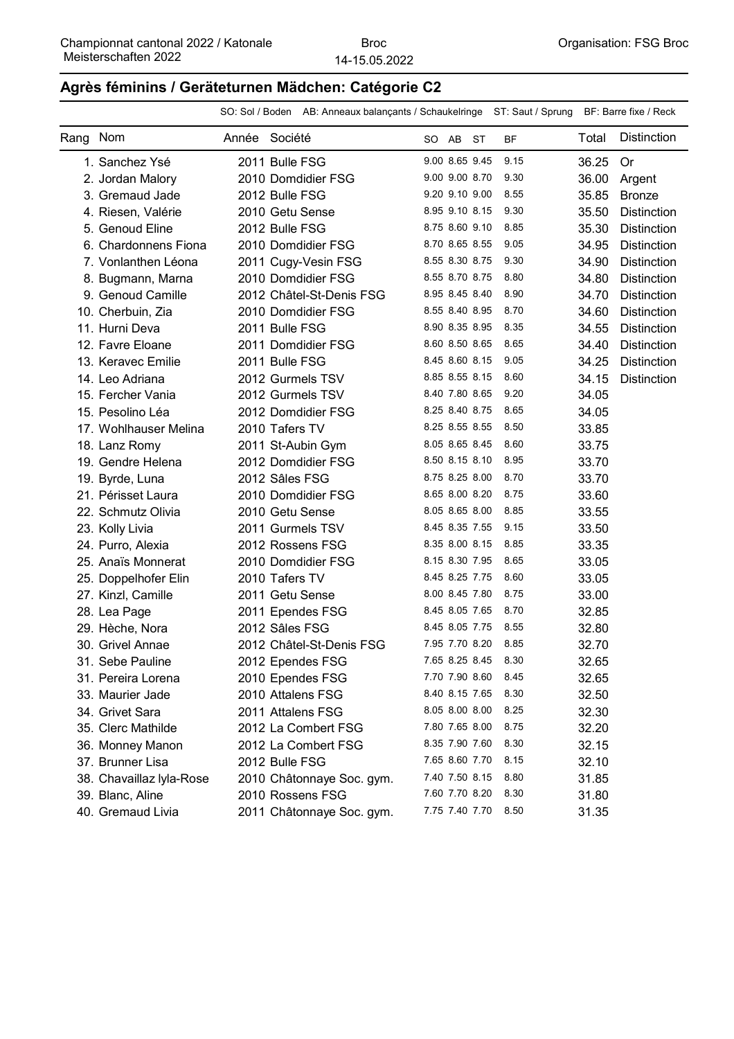Championnat cantonal 2022 / Katonale Meisterschaften 2022

Broc
14-15.05.2022

Organisation: FSG Broc

## Agrès féminins / Geräteturnen Mädchen: Catégorie C2

SO: Sol / Boden AB: Anneaux balançants / Schaukelringe ST: Saut / Sprung BF: Barre fixe / Reck

| Rang | Nom | Année | Société | SO | AB | ST | BF | Total | Distinction |
|---|---|---|---|---|---|---|---|---|---|
| 1. | Sanchez Ysé | 2011 | Bulle FSG | 9.00 | 8.65 | 9.45 | 9.15 | 36.25 | Or |
| 2. | Jordan Malory | 2010 | Domdidier FSG | 9.00 | 9.00 | 8.70 | 9.30 | 36.00 | Argent |
| 3. | Gremaud Jade | 2012 | Bulle FSG | 9.20 | 9.10 | 9.00 | 8.55 | 35.85 | Bronze |
| 4. | Riesen, Valérie | 2010 | Getu Sense | 8.95 | 9.10 | 8.15 | 9.30 | 35.50 | Distinction |
| 5. | Genoud Eline | 2012 | Bulle FSG | 8.75 | 8.60 | 9.10 | 8.85 | 35.30 | Distinction |
| 6. | Chardonnens Fiona | 2010 | Domdidier FSG | 8.70 | 8.65 | 8.55 | 9.05 | 34.95 | Distinction |
| 7. | Vonlanthen Léona | 2011 | Cugy-Vesin FSG | 8.55 | 8.30 | 8.75 | 9.30 | 34.90 | Distinction |
| 8. | Bugmann, Marna | 2010 | Domdidier FSG | 8.55 | 8.70 | 8.75 | 8.80 | 34.80 | Distinction |
| 9. | Genoud Camille | 2012 | Châtel-St-Denis FSG | 8.95 | 8.45 | 8.40 | 8.90 | 34.70 | Distinction |
| 10. | Cherbuin, Zia | 2010 | Domdidier FSG | 8.55 | 8.40 | 8.95 | 8.70 | 34.60 | Distinction |
| 11. | Hurni Deva | 2011 | Bulle FSG | 8.90 | 8.35 | 8.95 | 8.35 | 34.55 | Distinction |
| 12. | Favre Eloane | 2011 | Domdidier FSG | 8.60 | 8.50 | 8.65 | 8.65 | 34.40 | Distinction |
| 13. | Keravec Emilie | 2011 | Bulle FSG | 8.45 | 8.60 | 8.15 | 9.05 | 34.25 | Distinction |
| 14. | Leo Adriana | 2012 | Gurmels TSV | 8.85 | 8.55 | 8.15 | 8.60 | 34.15 | Distinction |
| 15. | Fercher Vania | 2012 | Gurmels TSV | 8.40 | 7.80 | 8.65 | 9.20 | 34.05 | |
| 15. | Pesolino Léa | 2012 | Domdidier FSG | 8.25 | 8.40 | 8.75 | 8.65 | 34.05 | |
| 17. | Wohlhauser Melina | 2010 | Tafers TV | 8.25 | 8.55 | 8.55 | 8.50 | 33.85 | |
| 18. | Lanz Romy | 2011 | St-Aubin Gym | 8.05 | 8.65 | 8.45 | 8.60 | 33.75 | |
| 19. | Gendre Helena | 2012 | Domdidier FSG | 8.50 | 8.15 | 8.10 | 8.95 | 33.70 | |
| 19. | Byrde, Luna | 2012 | Sâles FSG | 8.75 | 8.25 | 8.00 | 8.70 | 33.70 | |
| 21. | Périsset Laura | 2010 | Domdidier FSG | 8.65 | 8.00 | 8.20 | 8.75 | 33.60 | |
| 22. | Schmutz Olivia | 2010 | Getu Sense | 8.05 | 8.65 | 8.00 | 8.85 | 33.55 | |
| 23. | Kolly Livia | 2011 | Gurmels TSV | 8.45 | 8.35 | 7.55 | 9.15 | 33.50 | |
| 24. | Purro, Alexia | 2012 | Rossens FSG | 8.35 | 8.00 | 8.15 | 8.85 | 33.35 | |
| 25. | Anaïs Monnerat | 2010 | Domdidier FSG | 8.15 | 8.30 | 7.95 | 8.65 | 33.05 | |
| 25. | Doppelhofer Elin | 2010 | Tafers TV | 8.45 | 8.25 | 7.75 | 8.60 | 33.05 | |
| 27. | Kinzl, Camille | 2011 | Getu Sense | 8.00 | 8.45 | 7.80 | 8.75 | 33.00 | |
| 28. | Lea Page | 2011 | Ependes FSG | 8.45 | 8.05 | 7.65 | 8.70 | 32.85 | |
| 29. | Hèche, Nora | 2012 | Sâles FSG | 8.45 | 8.05 | 7.75 | 8.55 | 32.80 | |
| 30. | Grivel Annae | 2012 | Châtel-St-Denis FSG | 7.95 | 7.70 | 8.20 | 8.85 | 32.70 | |
| 31. | Sebe Pauline | 2012 | Ependes FSG | 7.65 | 8.25 | 8.45 | 8.30 | 32.65 | |
| 31. | Pereira Lorena | 2010 | Ependes FSG | 7.70 | 7.90 | 8.60 | 8.45 | 32.65 | |
| 33. | Maurier Jade | 2010 | Attalens FSG | 8.40 | 8.15 | 7.65 | 8.30 | 32.50 | |
| 34. | Grivet Sara | 2011 | Attalens FSG | 8.05 | 8.00 | 8.00 | 8.25 | 32.30 | |
| 35. | Clerc Mathilde | 2012 | La Combert FSG | 7.80 | 7.65 | 8.00 | 8.75 | 32.20 | |
| 36. | Monney Manon | 2012 | La Combert FSG | 8.35 | 7.90 | 7.60 | 8.30 | 32.15 | |
| 37. | Brunner Lisa | 2012 | Bulle FSG | 7.65 | 8.60 | 7.70 | 8.15 | 32.10 | |
| 38. | Chavaillaz lyla-Rose | 2010 | Châtonnaye Soc. gym. | 7.40 | 7.50 | 8.15 | 8.80 | 31.85 | |
| 39. | Blanc, Aline | 2010 | Rossens FSG | 7.60 | 7.70 | 8.20 | 8.30 | 31.80 | |
| 40. | Gremaud Livia | 2011 | Châtonnaye Soc. gym. | 7.75 | 7.40 | 7.70 | 8.50 | 31.35 | |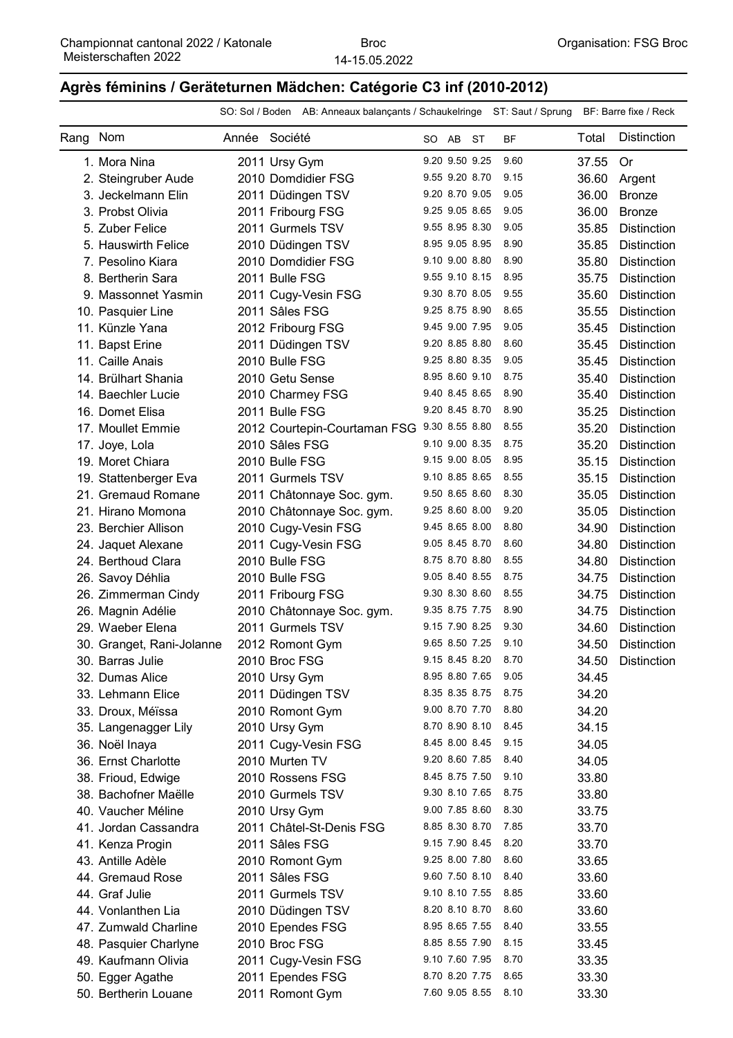Championnat cantonal 2022 / Katonale Meisterschaften 2022

Broc
14-15.05.2022

Organisation: FSG Broc

## Agrès féminins / Geräteturnen Mädchen: Catégorie C3 inf (2010-2012)

SO: Sol / Boden AB: Anneaux balançants / Schaukelringe ST: Saut / Sprung BF: Barre fixe / Reck

| Rang | Nom | Année | Société | SO | AB | ST | BF | Total | Distinction |
|---|---|---|---|---|---|---|---|---|---|
| 1. | Mora Nina | 2011 | Ursy Gym | 9.20 | 9.50 | 9.25 | 9.60 | 37.55 | Or |
| 2. | Steingruber Aude | 2010 | Domdidier FSG | 9.55 | 9.20 | 8.70 | 9.15 | 36.60 | Argent |
| 3. | Jeckelmann Elin | 2011 | Düdingen TSV | 9.20 | 8.70 | 9.05 | 9.05 | 36.00 | Bronze |
| 3. | Probst Olivia | 2011 | Fribourg FSG | 9.25 | 9.05 | 8.65 | 9.05 | 36.00 | Bronze |
| 5. | Zuber Felice | 2011 | Gurmels TSV | 9.55 | 8.95 | 8.30 | 9.05 | 35.85 | Distinction |
| 5. | Hauswirth Felice | 2010 | Düdingen TSV | 8.95 | 9.05 | 8.95 | 8.90 | 35.85 | Distinction |
| 7. | Pesolino Kiara | 2010 | Domdidier FSG | 9.10 | 9.00 | 8.80 | 8.90 | 35.80 | Distinction |
| 8. | Bertherin Sara | 2011 | Bulle FSG | 9.55 | 9.10 | 8.15 | 8.95 | 35.75 | Distinction |
| 9. | Massonnet Yasmin | 2011 | Cugy-Vesin FSG | 9.30 | 8.70 | 8.05 | 9.55 | 35.60 | Distinction |
| 10. | Pasquier Line | 2011 | Sâles FSG | 9.25 | 8.75 | 8.90 | 8.65 | 35.55 | Distinction |
| 11. | Künzle Yana | 2012 | Fribourg FSG | 9.45 | 9.00 | 7.95 | 9.05 | 35.45 | Distinction |
| 11. | Bapst Erine | 2011 | Düdingen TSV | 9.20 | 8.85 | 8.80 | 8.60 | 35.45 | Distinction |
| 11. | Caille Anais | 2010 | Bulle FSG | 9.25 | 8.80 | 8.35 | 9.05 | 35.45 | Distinction |
| 14. | Brülhart Shania | 2010 | Getu Sense | 8.95 | 8.60 | 9.10 | 8.75 | 35.40 | Distinction |
| 14. | Baechler Lucie | 2010 | Charmey FSG | 9.40 | 8.45 | 8.65 | 8.90 | 35.40 | Distinction |
| 16. | Domet Elisa | 2011 | Bulle FSG | 9.20 | 8.45 | 8.70 | 8.90 | 35.25 | Distinction |
| 17. | Moullet Emmie | 2012 | Courtepin-Courtaman FSG | 9.30 | 8.55 | 8.80 | 8.55 | 35.20 | Distinction |
| 17. | Joye, Lola | 2010 | Sâles FSG | 9.10 | 9.00 | 8.35 | 8.75 | 35.20 | Distinction |
| 19. | Moret Chiara | 2010 | Bulle FSG | 9.15 | 9.00 | 8.05 | 8.95 | 35.15 | Distinction |
| 19. | Stattenberger Eva | 2011 | Gurmels TSV | 9.10 | 8.85 | 8.65 | 8.55 | 35.15 | Distinction |
| 21. | Gremaud Romane | 2011 | Châtonnaye Soc. gym. | 9.50 | 8.65 | 8.60 | 8.30 | 35.05 | Distinction |
| 21. | Hirano Momona | 2010 | Châtonnaye Soc. gym. | 9.25 | 8.60 | 8.00 | 9.20 | 35.05 | Distinction |
| 23. | Berchier Allison | 2010 | Cugy-Vesin FSG | 9.45 | 8.65 | 8.00 | 8.80 | 34.90 | Distinction |
| 24. | Jaquet Alexane | 2011 | Cugy-Vesin FSG | 9.05 | 8.45 | 8.70 | 8.60 | 34.80 | Distinction |
| 24. | Berthoud Clara | 2010 | Bulle FSG | 8.75 | 8.70 | 8.80 | 8.55 | 34.80 | Distinction |
| 26. | Savoy Déhlia | 2010 | Bulle FSG | 9.05 | 8.40 | 8.55 | 8.75 | 34.75 | Distinction |
| 26. | Zimmerman Cindy | 2011 | Fribourg FSG | 9.30 | 8.30 | 8.60 | 8.55 | 34.75 | Distinction |
| 26. | Magnin Adélie | 2010 | Châtonnaye Soc. gym. | 9.35 | 8.75 | 7.75 | 8.90 | 34.75 | Distinction |
| 29. | Waeber Elena | 2011 | Gurmels TSV | 9.15 | 7.90 | 8.25 | 9.30 | 34.60 | Distinction |
| 30. | Granget, Rani-Jolanne | 2012 | Romont Gym | 9.65 | 8.50 | 7.25 | 9.10 | 34.50 | Distinction |
| 30. | Barras Julie | 2010 | Broc FSG | 9.15 | 8.45 | 8.20 | 8.70 | 34.50 | Distinction |
| 32. | Dumas Alice | 2010 | Ursy Gym | 8.95 | 8.80 | 7.65 | 9.05 | 34.45 | |
| 33. | Lehmann Elice | 2011 | Düdingen TSV | 8.35 | 8.35 | 8.75 | 8.75 | 34.20 | |
| 33. | Droux, Méïssa | 2010 | Romont Gym | 9.00 | 8.70 | 7.70 | 8.80 | 34.20 | |
| 35. | Langenagger Lily | 2010 | Ursy Gym | 8.70 | 8.90 | 8.10 | 8.45 | 34.15 | |
| 36. | Noël Inaya | 2011 | Cugy-Vesin FSG | 8.45 | 8.00 | 8.45 | 9.15 | 34.05 | |
| 36. | Ernst Charlotte | 2010 | Murten TV | 9.20 | 8.60 | 7.85 | 8.40 | 34.05 | |
| 38. | Frioud, Edwige | 2010 | Rossens FSG | 8.45 | 8.75 | 7.50 | 9.10 | 33.80 | |
| 38. | Bachofner Maëlle | 2010 | Gurmels TSV | 9.30 | 8.10 | 7.65 | 8.75 | 33.80 | |
| 40. | Vaucher Méline | 2010 | Ursy Gym | 9.00 | 7.85 | 8.60 | 8.30 | 33.75 | |
| 41. | Jordan Cassandra | 2011 | Châtel-St-Denis FSG | 8.85 | 8.30 | 8.70 | 7.85 | 33.70 | |
| 41. | Kenza Progin | 2011 | Sâles FSG | 9.15 | 7.90 | 8.45 | 8.20 | 33.70 | |
| 43. | Antille Adèle | 2010 | Romont Gym | 9.25 | 8.00 | 7.80 | 8.60 | 33.65 | |
| 44. | Gremaud Rose | 2011 | Sâles FSG | 9.60 | 7.50 | 8.10 | 8.40 | 33.60 | |
| 44. | Graf Julie | 2011 | Gurmels TSV | 9.10 | 8.10 | 7.55 | 8.85 | 33.60 | |
| 44. | Vonlanthen Lia | 2010 | Düdingen TSV | 8.20 | 8.10 | 8.70 | 8.60 | 33.60 | |
| 47. | Zumwald Charline | 2010 | Ependes FSG | 8.95 | 8.65 | 7.55 | 8.40 | 33.55 | |
| 48. | Pasquier Charlyne | 2010 | Broc FSG | 8.85 | 8.55 | 7.90 | 8.15 | 33.45 | |
| 49. | Kaufmann Olivia | 2011 | Cugy-Vesin FSG | 9.10 | 7.60 | 7.95 | 8.70 | 33.35 | |
| 50. | Egger Agathe | 2011 | Ependes FSG | 8.70 | 8.20 | 7.75 | 8.65 | 33.30 | |
| 50. | Bertherin Louane | 2011 | Romont Gym | 7.60 | 9.05 | 8.55 | 8.10 | 33.30 | |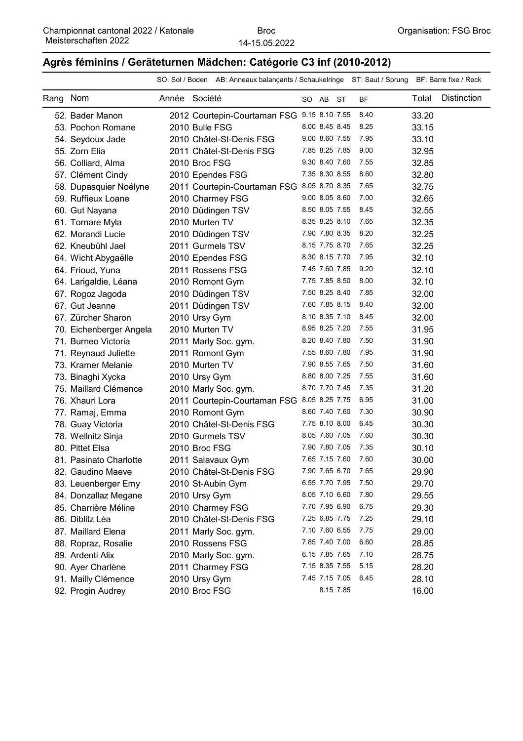## Agrès féminins / Geräteturnen Mädchen: Catégorie C3 inf (2010-2012)

SO: Sol / Boden AB: Anneaux balançants / Schaukelringe ST: Saut / Sprung BF: Barre fixe / Reck

| Rang | Nom | Année | Société | SO | AB | ST | BF | Total | Distinction |
|---|---|---|---|---|---|---|---|---|---|
| 52. | Bader Manon | 2012 | Courtepin-Courtaman FSG | 9.15 | 8.10 | 7.55 | 8.40 | 33.20 | |
| 53. | Pochon Romane | 2010 | Bulle FSG | 8.00 | 8.45 | 8.45 | 8.25 | 33.15 | |
| 54. | Seydoux Jade | 2010 | Châtel-St-Denis FSG | 9.00 | 8.60 | 7.55 | 7.95 | 33.10 | |
| 55. | Zorn Elia | 2011 | Châtel-St-Denis FSG | 7.85 | 8.25 | 7.85 | 9.00 | 32.95 | |
| 56. | Colliard, Alma | 2010 | Broc FSG | 9.30 | 8.40 | 7.60 | 7.55 | 32.85 | |
| 57. | Clément Cindy | 2010 | Ependes FSG | 7.35 | 8.30 | 8.55 | 8.60 | 32.80 | |
| 58. | Dupasquier Noélyne | 2011 | Courtepin-Courtaman FSG | 8.05 | 8.70 | 8.35 | 7.65 | 32.75 | |
| 59. | Ruffieux Loane | 2010 | Charmey FSG | 9.00 | 8.05 | 8.60 | 7.00 | 32.65 | |
| 60. | Gut Nayana | 2010 | Düdingen TSV | 8.50 | 8.05 | 7.55 | 8.45 | 32.55 | |
| 61. | Tornare Myla | 2010 | Murten TV | 8.35 | 8.25 | 8.10 | 7.65 | 32.35 | |
| 62. | Morandi Lucie | 2010 | Düdingen TSV | 7.90 | 7.80 | 8.35 | 8.20 | 32.25 | |
| 62. | Kneubühl Jael | 2011 | Gurmels TSV | 8.15 | 7.75 | 8.70 | 7.65 | 32.25 | |
| 64. | Wicht Abygaëlle | 2010 | Ependes FSG | 8.30 | 8.15 | 7.70 | 7.95 | 32.10 | |
| 64. | Frioud, Yuna | 2011 | Rossens FSG | 7.45 | 7.60 | 7.85 | 9.20 | 32.10 | |
| 64. | Larigaldie, Léana | 2010 | Romont Gym | 7.75 | 7.85 | 8.50 | 8.00 | 32.10 | |
| 67. | Rogoz Jagoda | 2010 | Düdingen TSV | 7.50 | 8.25 | 8.40 | 7.85 | 32.00 | |
| 67. | Gut Jeanne | 2011 | Düdingen TSV | 7.60 | 7.85 | 8.15 | 8.40 | 32.00 | |
| 67. | Zürcher Sharon | 2010 | Ursy Gym | 8.10 | 8.35 | 7.10 | 8.45 | 32.00 | |
| 70. | Eichenberger Angela | 2010 | Murten TV | 8.95 | 8.25 | 7.20 | 7.55 | 31.95 | |
| 71. | Burneo Victoria | 2011 | Marly Soc. gym. | 8.20 | 8.40 | 7.80 | 7.50 | 31.90 | |
| 71. | Reynaud Juliette | 2011 | Romont Gym | 7.55 | 8.60 | 7.80 | 7.95 | 31.90 | |
| 73. | Kramer Melanie | 2010 | Murten TV | 7.90 | 8.55 | 7.65 | 7.50 | 31.60 | |
| 73. | Binaghi Xycka | 2010 | Ursy Gym | 8.80 | 8.00 | 7.25 | 7.55 | 31.60 | |
| 75. | Maillard Clémence | 2010 | Marly Soc. gym. | 8.70 | 7.70 | 7.45 | 7.35 | 31.20 | |
| 76. | Xhauri Lora | 2011 | Courtepin-Courtaman FSG | 8.05 | 8.25 | 7.75 | 6.95 | 31.00 | |
| 77. | Ramaj, Emma | 2010 | Romont Gym | 8.60 | 7.40 | 7.60 | 7.30 | 30.90 | |
| 78. | Guay Victoria | 2010 | Châtel-St-Denis FSG | 7.75 | 8.10 | 8.00 | 6.45 | 30.30 | |
| 78. | Wellnitz Sinja | 2010 | Gurmels TSV | 8.05 | 7.60 | 7.05 | 7.60 | 30.30 | |
| 80. | Pittet Elsa | 2010 | Broc FSG | 7.90 | 7.80 | 7.05 | 7.35 | 30.10 | |
| 81. | Pasinato Charlotte | 2011 | Salavaux Gym | 7.65 | 7.15 | 7.60 | 7.60 | 30.00 | |
| 82. | Gaudino Maeve | 2010 | Châtel-St-Denis FSG | 7.90 | 7.65 | 6.70 | 7.65 | 29.90 | |
| 83. | Leuenberger Emy | 2010 | St-Aubin Gym | 6.55 | 7.70 | 7.95 | 7.50 | 29.70 | |
| 84. | Donzallaz Megane | 2010 | Ursy Gym | 8.05 | 7.10 | 6.60 | 7.80 | 29.55 | |
| 85. | Charrière Méline | 2010 | Charmey FSG | 7.70 | 7.95 | 6.90 | 6.75 | 29.30 | |
| 86. | Diblitz Léa | 2010 | Châtel-St-Denis FSG | 7.25 | 6.85 | 7.75 | 7.25 | 29.10 | |
| 87. | Maillard Elena | 2011 | Marly Soc. gym. | 7.10 | 7.60 | 6.55 | 7.75 | 29.00 | |
| 88. | Ropraz, Rosalie | 2010 | Rossens FSG | 7.85 | 7.40 | 7.00 | 6.60 | 28.85 | |
| 89. | Ardenti Alix | 2010 | Marly Soc. gym. | 6.15 | 7.85 | 7.65 | 7.10 | 28.75 | |
| 90. | Ayer Charlène | 2011 | Charmey FSG | 7.15 | 8.35 | 7.55 | 5.15 | 28.20 | |
| 91. | Mailly Clémence | 2010 | Ursy Gym | 7.45 | 7.15 | 7.05 | 6.45 | 28.10 | |
| 92. | Progin Audrey | 2010 | Broc FSG | | 8.15 | 7.85 | | 16.00 | |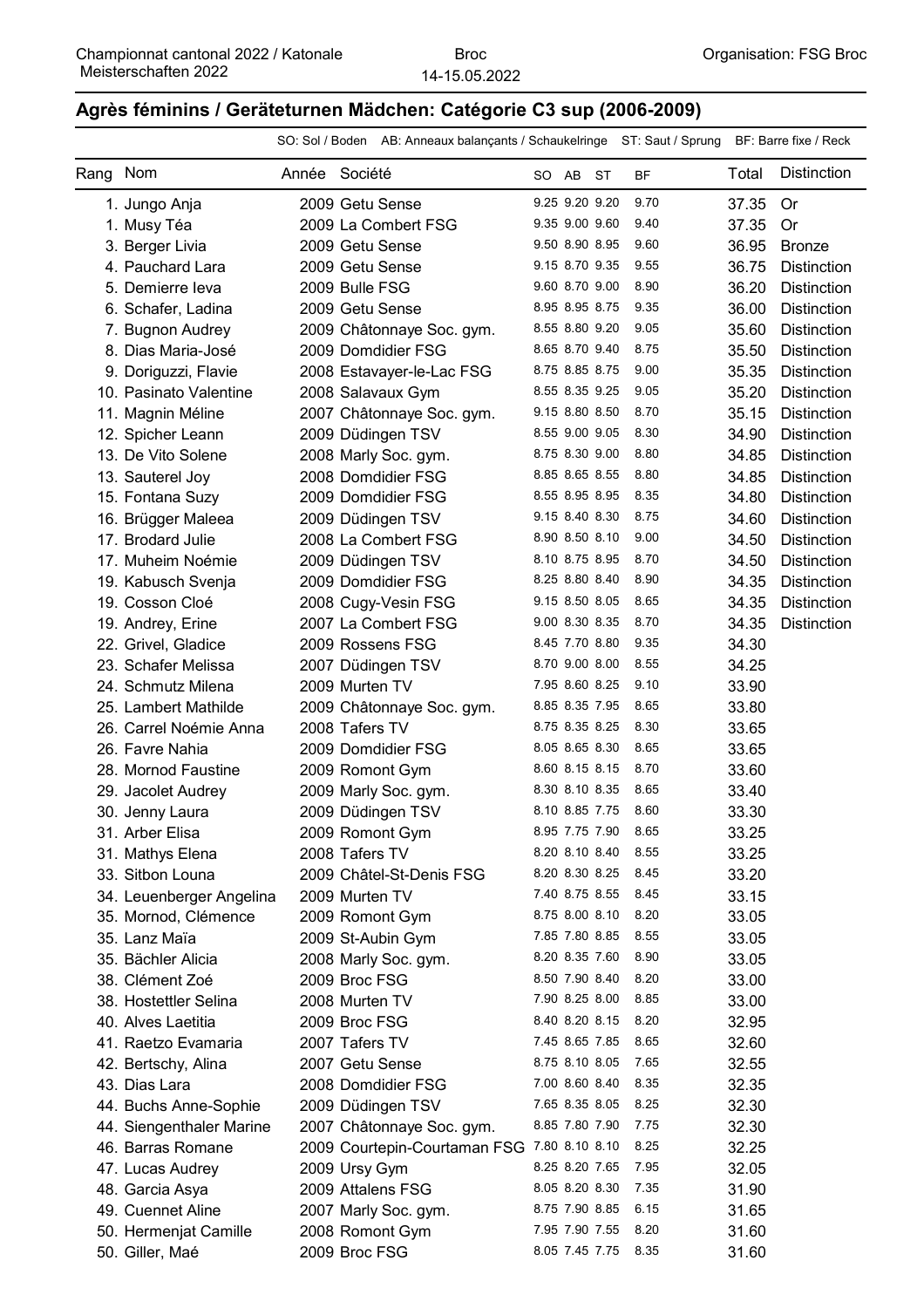Championnat cantonal 2022 / Katonale Meisterschaften 2022 — Broc 14-15.05.2022 — Organisation: FSG Broc

## Agrès féminins / Geräteturnen Mädchen: Catégorie C3 sup (2006-2009)

SO: Sol / Boden AB: Anneaux balançants / Schaukelringe ST: Saut / Sprung BF: Barre fixe / Reck

| Rang | Nom | Année | Société | SO | AB | ST | BF | Total | Distinction |
|---|---|---|---|---|---|---|---|---|---|
| 1. | Jungo Anja | 2009 | Getu Sense | 9.25 | 9.20 | 9.20 | 9.70 | 37.35 | Or |
| 1. | Musy Téa | 2009 | La Combert FSG | 9.35 | 9.00 | 9.60 | 9.40 | 37.35 | Or |
| 3. | Berger Livia | 2009 | Getu Sense | 9.50 | 8.90 | 8.95 | 9.60 | 36.95 | Bronze |
| 4. | Pauchard Lara | 2009 | Getu Sense | 9.15 | 8.70 | 9.35 | 9.55 | 36.75 | Distinction |
| 5. | Demierre Ieva | 2009 | Bulle FSG | 9.60 | 8.70 | 9.00 | 8.90 | 36.20 | Distinction |
| 6. | Schafer, Ladina | 2009 | Getu Sense | 8.95 | 8.95 | 8.75 | 9.35 | 36.00 | Distinction |
| 7. | Bugnon Audrey | 2009 | Châtonnaye Soc. gym. | 8.55 | 8.80 | 9.20 | 9.05 | 35.60 | Distinction |
| 8. | Dias Maria-José | 2009 | Domdidier FSG | 8.65 | 8.70 | 9.40 | 8.75 | 35.50 | Distinction |
| 9. | Doriguzzi, Flavie | 2008 | Estavayer-le-Lac FSG | 8.75 | 8.85 | 8.75 | 9.00 | 35.35 | Distinction |
| 10. | Pasinato Valentine | 2008 | Salavaux Gym | 8.55 | 8.35 | 9.25 | 9.05 | 35.20 | Distinction |
| 11. | Magnin Méline | 2007 | Châtonnaye Soc. gym. | 9.15 | 8.80 | 8.50 | 8.70 | 35.15 | Distinction |
| 12. | Spicher Leann | 2009 | Düdingen TSV | 8.55 | 9.00 | 9.05 | 8.30 | 34.90 | Distinction |
| 13. | De Vito Solene | 2008 | Marly Soc. gym. | 8.75 | 8.30 | 9.00 | 8.80 | 34.85 | Distinction |
| 13. | Sauterel Joy | 2008 | Domdidier FSG | 8.85 | 8.65 | 8.55 | 8.80 | 34.85 | Distinction |
| 15. | Fontana Suzy | 2009 | Domdidier FSG | 8.55 | 8.95 | 8.95 | 8.35 | 34.80 | Distinction |
| 16. | Brügger Maleea | 2009 | Düdingen TSV | 9.15 | 8.40 | 8.30 | 8.75 | 34.60 | Distinction |
| 17. | Brodard Julie | 2008 | La Combert FSG | 8.90 | 8.50 | 8.10 | 9.00 | 34.50 | Distinction |
| 17. | Muheim Noémie | 2009 | Düdingen TSV | 8.10 | 8.75 | 8.95 | 8.70 | 34.50 | Distinction |
| 19. | Kabusch Svenja | 2009 | Domdidier FSG | 8.25 | 8.80 | 8.40 | 8.90 | 34.35 | Distinction |
| 19. | Cosson Cloé | 2008 | Cugy-Vesin FSG | 9.15 | 8.50 | 8.05 | 8.65 | 34.35 | Distinction |
| 19. | Andrey, Erine | 2007 | La Combert FSG | 9.00 | 8.30 | 8.35 | 8.70 | 34.35 | Distinction |
| 22. | Grivel, Gladice | 2009 | Rossens FSG | 8.45 | 7.70 | 8.80 | 9.35 | 34.30 | |
| 23. | Schafer Melissa | 2007 | Düdingen TSV | 8.70 | 9.00 | 8.00 | 8.55 | 34.25 | |
| 24. | Schmutz Milena | 2009 | Murten TV | 7.95 | 8.60 | 8.25 | 9.10 | 33.90 | |
| 25. | Lambert Mathilde | 2009 | Châtonnaye Soc. gym. | 8.85 | 8.35 | 7.95 | 8.65 | 33.80 | |
| 26. | Carrel Noémie Anna | 2008 | Tafers TV | 8.75 | 8.35 | 8.25 | 8.30 | 33.65 | |
| 26. | Favre Nahia | 2009 | Domdidier FSG | 8.05 | 8.65 | 8.30 | 8.65 | 33.65 | |
| 28. | Mornod Faustine | 2009 | Romont Gym | 8.60 | 8.15 | 8.15 | 8.70 | 33.60 | |
| 29. | Jacolet Audrey | 2009 | Marly Soc. gym. | 8.30 | 8.10 | 8.35 | 8.65 | 33.40 | |
| 30. | Jenny Laura | 2009 | Düdingen TSV | 8.10 | 8.85 | 7.75 | 8.60 | 33.30 | |
| 31. | Arber Elisa | 2009 | Romont Gym | 8.95 | 7.75 | 7.90 | 8.65 | 33.25 | |
| 31. | Mathys Elena | 2008 | Tafers TV | 8.20 | 8.10 | 8.40 | 8.55 | 33.25 | |
| 33. | Sitbon Louna | 2009 | Châtel-St-Denis FSG | 8.20 | 8.30 | 8.25 | 8.45 | 33.20 | |
| 34. | Leuenberger Angelina | 2009 | Murten TV | 7.40 | 8.75 | 8.55 | 8.45 | 33.15 | |
| 35. | Mornod, Clémence | 2009 | Romont Gym | 8.75 | 8.00 | 8.10 | 8.20 | 33.05 | |
| 35. | Lanz Maïa | 2009 | St-Aubin Gym | 7.85 | 7.80 | 8.85 | 8.55 | 33.05 | |
| 35. | Bächler Alicia | 2008 | Marly Soc. gym. | 8.20 | 8.35 | 7.60 | 8.90 | 33.05 | |
| 38. | Clément Zoé | 2009 | Broc FSG | 8.50 | 7.90 | 8.40 | 8.20 | 33.00 | |
| 38. | Hostettler Selina | 2008 | Murten TV | 7.90 | 8.25 | 8.00 | 8.85 | 33.00 | |
| 40. | Alves Laetitia | 2009 | Broc FSG | 8.40 | 8.20 | 8.15 | 8.20 | 32.95 | |
| 41. | Raetzo Evamaria | 2007 | Tafers TV | 7.45 | 8.65 | 7.85 | 8.65 | 32.60 | |
| 42. | Bertschy, Alina | 2007 | Getu Sense | 8.75 | 8.10 | 8.05 | 7.65 | 32.55 | |
| 43. | Dias Lara | 2008 | Domdidier FSG | 7.00 | 8.60 | 8.40 | 8.35 | 32.35 | |
| 44. | Buchs Anne-Sophie | 2009 | Düdingen TSV | 7.65 | 8.35 | 8.05 | 8.25 | 32.30 | |
| 44. | Siengenthaler Marine | 2007 | Châtonnaye Soc. gym. | 8.85 | 7.80 | 7.90 | 7.75 | 32.30 | |
| 46. | Barras Romane | 2009 | Courtepin-Courtaman FSG | 7.80 | 8.10 | 8.10 | 8.25 | 32.25 | |
| 47. | Lucas Audrey | 2009 | Ursy Gym | 8.25 | 8.20 | 7.65 | 7.95 | 32.05 | |
| 48. | Garcia Asya | 2009 | Attalens FSG | 8.05 | 8.20 | 8.30 | 7.35 | 31.90 | |
| 49. | Cuennet Aline | 2007 | Marly Soc. gym. | 8.75 | 7.90 | 8.85 | 6.15 | 31.65 | |
| 50. | Hermenjat Camille | 2008 | Romont Gym | 7.95 | 7.90 | 7.55 | 8.20 | 31.60 | |
| 50. | Giller, Maé | 2009 | Broc FSG | 8.05 | 7.45 | 7.75 | 8.35 | 31.60 | |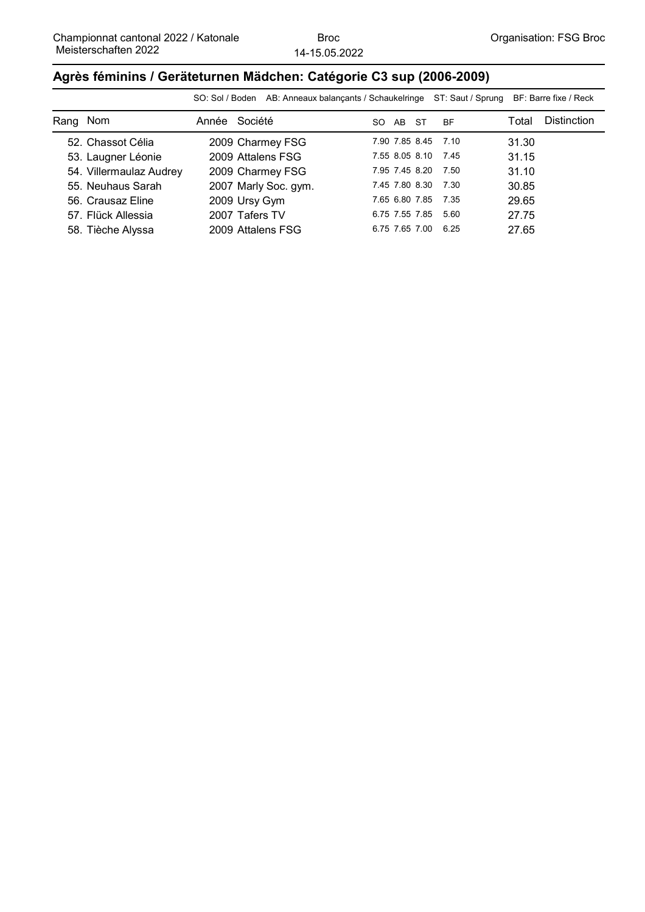## Agrès féminins / Geräteturnen Mädchen: Catégorie C3 sup (2006-2009)

SO: Sol / Boden AB: Anneaux balançants / Schaukelringe ST: Saut / Sprung BF: Barre fixe / Reck

| Rang | Nom | Année | Société | SO | AB | ST | BF | Total | Distinction |
|---|---|---|---|---|---|---|---|---|---|
| 52. | Chassot Célia | 2009 | Charmey FSG | 7.90 | 7.85 | 8.45 | 7.10 | 31.30 | |
| 53. | Laugner Léonie | 2009 | Attalens FSG | 7.55 | 8.05 | 8.10 | 7.45 | 31.15 | |
| 54. | Villermaulaz Audrey | 2009 | Charmey FSG | 7.95 | 7.45 | 8.20 | 7.50 | 31.10 | |
| 55. | Neuhaus Sarah | 2007 | Marly Soc. gym. | 7.45 | 7.80 | 8.30 | 7.30 | 30.85 | |
| 56. | Crausaz Eline | 2009 | Ursy Gym | 7.65 | 6.80 | 7.85 | 7.35 | 29.65 | |
| 57. | Flück Allessia | 2007 | Tafers TV | 6.75 | 7.55 | 7.85 | 5.60 | 27.75 | |
| 58. | Tièche Alyssa | 2009 | Attalens FSG | 6.75 | 7.65 | 7.00 | 6.25 | 27.65 | |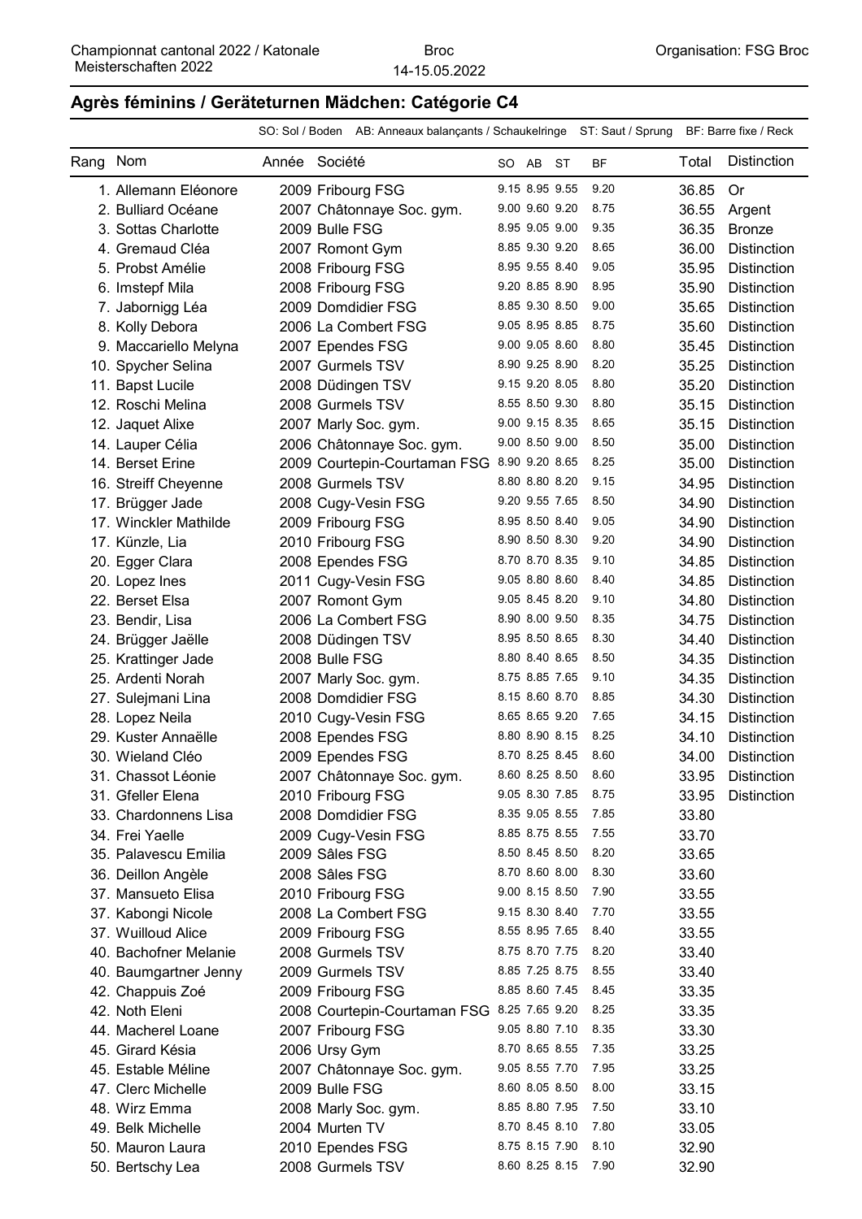Championnat cantonal 2022 / Katonale Meisterschaften 2022 — Broc 14-15.05.2022 — Organisation: FSG Broc

## Agrès féminins / Geräteturnen Mädchen: Catégorie C4

SO: Sol / Boden AB: Anneaux balançants / Schaukelringe ST: Saut / Sprung BF: Barre fixe / Reck

| Rang | Nom | Année | Société | SO | AB | ST | BF | Total | Distinction |
|---|---|---|---|---|---|---|---|---|---|
| 1. | Allemann Eléonore | 2009 | Fribourg FSG | 9.15 | 8.95 | 9.55 | 9.20 | 36.85 | Or |
| 2. | Bulliard Océane | 2007 | Châtonnaye Soc. gym. | 9.00 | 9.60 | 9.20 | 8.75 | 36.55 | Argent |
| 3. | Sottas Charlotte | 2009 | Bulle FSG | 8.95 | 9.05 | 9.00 | 9.35 | 36.35 | Bronze |
| 4. | Gremaud Cléa | 2007 | Romont Gym | 8.85 | 9.30 | 9.20 | 8.65 | 36.00 | Distinction |
| 5. | Probst Amélie | 2008 | Fribourg FSG | 8.95 | 9.55 | 8.40 | 9.05 | 35.95 | Distinction |
| 6. | Imstepf Mila | 2008 | Fribourg FSG | 9.20 | 8.85 | 8.90 | 8.95 | 35.90 | Distinction |
| 7. | Jabornigg Léa | 2009 | Domdidier FSG | 8.85 | 9.30 | 8.50 | 9.00 | 35.65 | Distinction |
| 8. | Kolly Debora | 2006 | La Combert FSG | 9.05 | 8.95 | 8.85 | 8.75 | 35.60 | Distinction |
| 9. | Maccariello Melyna | 2007 | Ependes FSG | 9.00 | 9.05 | 8.60 | 8.80 | 35.45 | Distinction |
| 10. | Spycher Selina | 2007 | Gurmels TSV | 8.90 | 9.25 | 8.90 | 8.20 | 35.25 | Distinction |
| 11. | Bapst Lucile | 2008 | Düdingen TSV | 9.15 | 9.20 | 8.05 | 8.80 | 35.20 | Distinction |
| 12. | Roschi Melina | 2008 | Gurmels TSV | 8.55 | 8.50 | 9.30 | 8.80 | 35.15 | Distinction |
| 12. | Jaquet Alixe | 2007 | Marly Soc. gym. | 9.00 | 9.15 | 8.35 | 8.65 | 35.15 | Distinction |
| 14. | Lauper Célia | 2006 | Châtonnaye Soc. gym. | 9.00 | 8.50 | 9.00 | 8.50 | 35.00 | Distinction |
| 14. | Berset Erine | 2009 | Courtepin-Courtaman FSG | 8.90 | 9.20 | 8.65 | 8.25 | 35.00 | Distinction |
| 16. | Streiff Cheyenne | 2008 | Gurmels TSV | 8.80 | 8.80 | 8.20 | 9.15 | 34.95 | Distinction |
| 17. | Brügger Jade | 2008 | Cugy-Vesin FSG | 9.20 | 9.55 | 7.65 | 8.50 | 34.90 | Distinction |
| 17. | Winckler Mathilde | 2009 | Fribourg FSG | 8.95 | 8.50 | 8.40 | 9.05 | 34.90 | Distinction |
| 17. | Künzle, Lia | 2010 | Fribourg FSG | 8.90 | 8.50 | 8.30 | 9.20 | 34.90 | Distinction |
| 20. | Egger Clara | 2008 | Ependes FSG | 8.70 | 8.70 | 8.35 | 9.10 | 34.85 | Distinction |
| 20. | Lopez Ines | 2011 | Cugy-Vesin FSG | 9.05 | 8.80 | 8.60 | 8.40 | 34.85 | Distinction |
| 22. | Berset Elsa | 2007 | Romont Gym | 9.05 | 8.45 | 8.20 | 9.10 | 34.80 | Distinction |
| 23. | Bendir, Lisa | 2006 | La Combert FSG | 8.90 | 8.00 | 9.50 | 8.35 | 34.75 | Distinction |
| 24. | Brügger Jaëlle | 2008 | Düdingen TSV | 8.95 | 8.50 | 8.65 | 8.30 | 34.40 | Distinction |
| 25. | Krattinger Jade | 2008 | Bulle FSG | 8.80 | 8.40 | 8.65 | 8.50 | 34.35 | Distinction |
| 25. | Ardenti Norah | 2007 | Marly Soc. gym. | 8.75 | 8.85 | 7.65 | 9.10 | 34.35 | Distinction |
| 27. | Sulejmani Lina | 2008 | Domdidier FSG | 8.15 | 8.60 | 8.70 | 8.85 | 34.30 | Distinction |
| 28. | Lopez Neila | 2010 | Cugy-Vesin FSG | 8.65 | 8.65 | 9.20 | 7.65 | 34.15 | Distinction |
| 29. | Kuster Annaëlle | 2008 | Ependes FSG | 8.80 | 8.90 | 8.15 | 8.25 | 34.10 | Distinction |
| 30. | Wieland Cléo | 2009 | Ependes FSG | 8.70 | 8.25 | 8.45 | 8.60 | 34.00 | Distinction |
| 31. | Chassot Léonie | 2007 | Châtonnaye Soc. gym. | 8.60 | 8.25 | 8.50 | 8.60 | 33.95 | Distinction |
| 31. | Gfeller Elena | 2010 | Fribourg FSG | 9.05 | 8.30 | 7.85 | 8.75 | 33.95 | Distinction |
| 33. | Chardonnens Lisa | 2008 | Domdidier FSG | 8.35 | 9.05 | 8.55 | 7.85 | 33.80 | |
| 34. | Frei Yaelle | 2009 | Cugy-Vesin FSG | 8.85 | 8.75 | 8.55 | 7.55 | 33.70 | |
| 35. | Palavescu Emilia | 2009 | Sâles FSG | 8.50 | 8.45 | 8.50 | 8.20 | 33.65 | |
| 36. | Deillon Angèle | 2008 | Sâles FSG | 8.70 | 8.60 | 8.00 | 8.30 | 33.60 | |
| 37. | Mansueto Elisa | 2010 | Fribourg FSG | 9.00 | 8.15 | 8.50 | 7.90 | 33.55 | |
| 37. | Kabongi Nicole | 2008 | La Combert FSG | 9.15 | 8.30 | 8.40 | 7.70 | 33.55 | |
| 37. | Wuilloud Alice | 2009 | Fribourg FSG | 8.55 | 8.95 | 7.65 | 8.40 | 33.55 | |
| 40. | Bachofner Melanie | 2008 | Gurmels TSV | 8.75 | 8.70 | 7.75 | 8.20 | 33.40 | |
| 40. | Baumgartner Jenny | 2009 | Gurmels TSV | 8.85 | 7.25 | 8.75 | 8.55 | 33.40 | |
| 42. | Chappuis Zoé | 2009 | Fribourg FSG | 8.85 | 8.60 | 7.45 | 8.45 | 33.35 | |
| 42. | Noth Eleni | 2008 | Courtepin-Courtaman FSG | 8.25 | 7.65 | 9.20 | 8.25 | 33.35 | |
| 44. | Macherel Loane | 2007 | Fribourg FSG | 9.05 | 8.80 | 7.10 | 8.35 | 33.30 | |
| 45. | Girard Késia | 2006 | Ursy Gym | 8.70 | 8.65 | 8.55 | 7.35 | 33.25 | |
| 45. | Estable Méline | 2007 | Châtonnaye Soc. gym. | 9.05 | 8.55 | 7.70 | 7.95 | 33.25 | |
| 47. | Clerc Michelle | 2009 | Bulle FSG | 8.60 | 8.05 | 8.50 | 8.00 | 33.15 | |
| 48. | Wirz Emma | 2008 | Marly Soc. gym. | 8.85 | 8.80 | 7.95 | 7.50 | 33.10 | |
| 49. | Belk Michelle | 2004 | Murten TV | 8.70 | 8.45 | 8.10 | 7.80 | 33.05 | |
| 50. | Mauron Laura | 2010 | Ependes FSG | 8.75 | 8.15 | 7.90 | 8.10 | 32.90 | |
| 50. | Bertschy Lea | 2008 | Gurmels TSV | 8.60 | 8.25 | 8.15 | 7.90 | 32.90 | |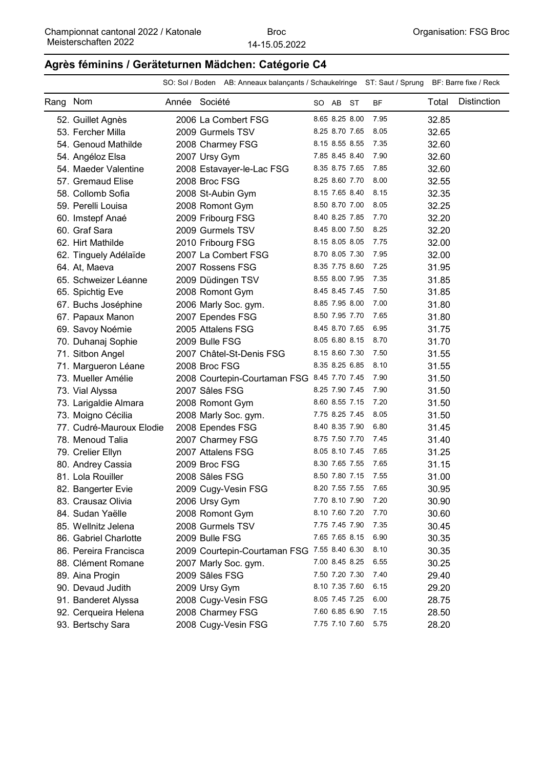Championnat cantonal 2022 / Katonale Meisterschaften 2022 — Broc 14-15.05.2022 — Organisation: FSG Broc

## Agrès féminins / Geräteturnen Mädchen: Catégorie C4

SO: Sol / Boden AB: Anneaux balançants / Schaukelringe ST: Saut / Sprung BF: Barre fixe / Reck

| Rang | Nom | Année | Société | SO | AB | ST | BF | Total | Distinction |
|---|---|---|---|---|---|---|---|---|---|
| 52. | Guillet Agnès | 2006 | La Combert FSG | 8.65 | 8.25 | 8.00 | 7.95 | 32.85 | |
| 53. | Fercher Milla | 2009 | Gurmels TSV | 8.25 | 8.70 | 7.65 | 8.05 | 32.65 | |
| 54. | Genoud Mathilde | 2008 | Charmey FSG | 8.15 | 8.55 | 8.55 | 7.35 | 32.60 | |
| 54. | Angéloz Elsa | 2007 | Ursy Gym | 7.85 | 8.45 | 8.40 | 7.90 | 32.60 | |
| 54. | Maeder Valentine | 2008 | Estavayer-le-Lac FSG | 8.35 | 8.75 | 7.65 | 7.85 | 32.60 | |
| 57. | Gremaud Elise | 2008 | Broc FSG | 8.25 | 8.60 | 7.70 | 8.00 | 32.55 | |
| 58. | Collomb Sofia | 2008 | St-Aubin Gym | 8.15 | 7.65 | 8.40 | 8.15 | 32.35 | |
| 59. | Perelli Louisa | 2008 | Romont Gym | 8.50 | 8.70 | 7.00 | 8.05 | 32.25 | |
| 60. | Imstepf Anaé | 2009 | Fribourg FSG | 8.40 | 8.25 | 7.85 | 7.70 | 32.20 | |
| 60. | Graf Sara | 2009 | Gurmels TSV | 8.45 | 8.00 | 7.50 | 8.25 | 32.20 | |
| 62. | Hirt Mathilde | 2010 | Fribourg FSG | 8.15 | 8.05 | 8.05 | 7.75 | 32.00 | |
| 62. | Tinguely Adélaïde | 2007 | La Combert FSG | 8.70 | 8.05 | 7.30 | 7.95 | 32.00 | |
| 64. | At, Maeva | 2007 | Rossens FSG | 8.35 | 7.75 | 8.60 | 7.25 | 31.95 | |
| 65. | Schweizer Léanne | 2009 | Düdingen TSV | 8.55 | 8.00 | 7.95 | 7.35 | 31.85 | |
| 65. | Spichtig Eve | 2008 | Romont Gym | 8.45 | 8.45 | 7.45 | 7.50 | 31.85 | |
| 67. | Buchs Joséphine | 2006 | Marly Soc. gym. | 8.85 | 7.95 | 8.00 | 7.00 | 31.80 | |
| 67. | Papaux Manon | 2007 | Ependes FSG | 8.50 | 7.95 | 7.70 | 7.65 | 31.80 | |
| 69. | Savoy Noémie | 2005 | Attalens FSG | 8.45 | 8.70 | 7.65 | 6.95 | 31.75 | |
| 70. | Duhanaj Sophie | 2009 | Bulle FSG | 8.05 | 6.80 | 8.15 | 8.70 | 31.70 | |
| 71. | Sitbon Angel | 2007 | Châtel-St-Denis FSG | 8.15 | 8.60 | 7.30 | 7.50 | 31.55 | |
| 71. | Margueron Léane | 2008 | Broc FSG | 8.35 | 8.25 | 6.85 | 8.10 | 31.55 | |
| 73. | Mueller Amélie | 2008 | Courtepin-Courtaman FSG | 8.45 | 7.70 | 7.45 | 7.90 | 31.50 | |
| 73. | Vial Alyssa | 2007 | Sâles FSG | 8.25 | 7.90 | 7.45 | 7.90 | 31.50 | |
| 73. | Larigaldie Almara | 2008 | Romont Gym | 8.60 | 8.55 | 7.15 | 7.20 | 31.50 | |
| 73. | Moigno Cécilia | 2008 | Marly Soc. gym. | 7.75 | 8.25 | 7.45 | 8.05 | 31.50 | |
| 77. | Cudré-Mauroux Elodie | 2008 | Ependes FSG | 8.40 | 8.35 | 7.90 | 6.80 | 31.45 | |
| 78. | Menoud Talia | 2007 | Charmey FSG | 8.75 | 7.50 | 7.70 | 7.45 | 31.40 | |
| 79. | Crelier Ellyn | 2007 | Attalens FSG | 8.05 | 8.10 | 7.45 | 7.65 | 31.25 | |
| 80. | Andrey Cassia | 2009 | Broc FSG | 8.30 | 7.65 | 7.55 | 7.65 | 31.15 | |
| 81. | Lola Rouiller | 2008 | Sâles FSG | 8.50 | 7.80 | 7.15 | 7.55 | 31.00 | |
| 82. | Bangerter Evie | 2009 | Cugy-Vesin FSG | 8.20 | 7.55 | 7.55 | 7.65 | 30.95 | |
| 83. | Crausaz Olivia | 2006 | Ursy Gym | 7.70 | 8.10 | 7.90 | 7.20 | 30.90 | |
| 84. | Sudan Yaëlle | 2008 | Romont Gym | 8.10 | 7.60 | 7.20 | 7.70 | 30.60 | |
| 85. | Wellnitz Jelena | 2008 | Gurmels TSV | 7.75 | 7.45 | 7.90 | 7.35 | 30.45 | |
| 86. | Gabriel Charlotte | 2009 | Bulle FSG | 7.65 | 7.65 | 8.15 | 6.90 | 30.35 | |
| 86. | Pereira Francisca | 2009 | Courtepin-Courtaman FSG | 7.55 | 8.40 | 6.30 | 8.10 | 30.35 | |
| 88. | Clément Romane | 2007 | Marly Soc. gym. | 7.00 | 8.45 | 8.25 | 6.55 | 30.25 | |
| 89. | Aina Progin | 2009 | Sâles FSG | 7.50 | 7.20 | 7.30 | 7.40 | 29.40 | |
| 90. | Devaud Judith | 2009 | Ursy Gym | 8.10 | 7.35 | 7.60 | 6.15 | 29.20 | |
| 91. | Banderet Alyssa | 2008 | Cugy-Vesin FSG | 8.05 | 7.45 | 7.25 | 6.00 | 28.75 | |
| 92. | Cerqueira Helena | 2008 | Charmey FSG | 7.60 | 6.85 | 6.90 | 7.15 | 28.50 | |
| 93. | Bertschy Sara | 2008 | Cugy-Vesin FSG | 7.75 | 7.10 | 7.60 | 5.75 | 28.20 | |